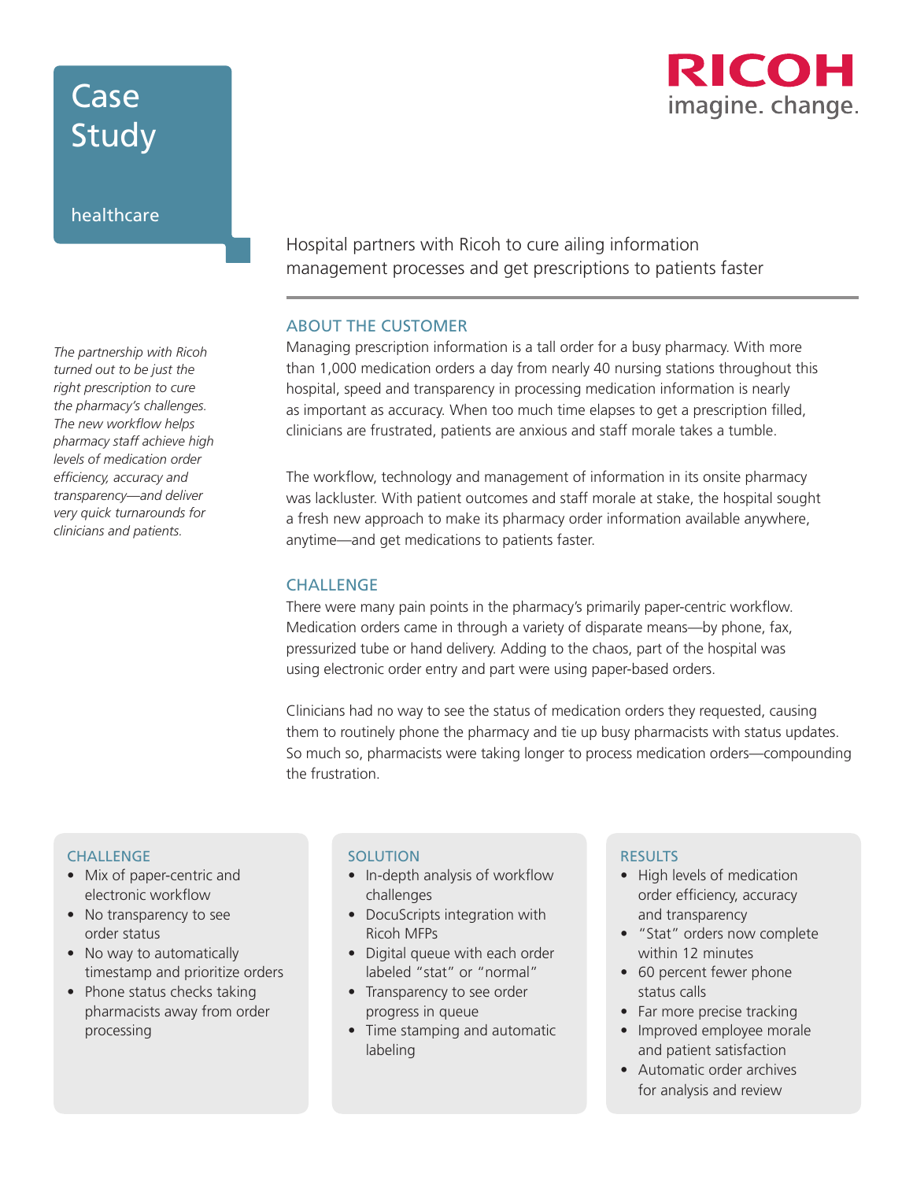# Case Study

healthcare

RICOH
imagine. change.

## Hospital partners with Ricoh to cure ailing information management processes and get prescriptions to patients faster

*The partnership with Ricoh turned out to be just the right prescription to cure the pharmacy's challenges. The new workflow helps pharmacy staff achieve high levels of medication order efficiency, accuracy and transparency—and deliver very quick turnarounds for clinicians and patients.*

### ABOUT THE CUSTOMER

Managing prescription information is a tall order for a busy pharmacy. With more than 1,000 medication orders a day from nearly 40 nursing stations throughout this hospital, speed and transparency in processing medication information is nearly as important as accuracy. When too much time elapses to get a prescription filled, clinicians are frustrated, patients are anxious and staff morale takes a tumble.

The workflow, technology and management of information in its onsite pharmacy was lackluster. With patient outcomes and staff morale at stake, the hospital sought a fresh new approach to make its pharmacy order information available anywhere, anytime—and get medications to patients faster.

### CHALLENGE

There were many pain points in the pharmacy's primarily paper-centric workflow. Medication orders came in through a variety of disparate means—by phone, fax, pressurized tube or hand delivery. Adding to the chaos, part of the hospital was using electronic order entry and part were using paper-based orders.

Clinicians had no way to see the status of medication orders they requested, causing them to routinely phone the pharmacy and tie up busy pharmacists with status updates. So much so, pharmacists were taking longer to process medication orders—compounding the frustration.

#### CHALLENGE

- Mix of paper-centric and electronic workflow
- No transparency to see order status
- No way to automatically timestamp and prioritize orders
- Phone status checks taking pharmacists away from order processing

#### SOLUTION

- In-depth analysis of workflow challenges
- DocuScripts integration with Ricoh MFPs
- Digital queue with each order labeled "stat" or "normal"
- Transparency to see order progress in queue
- Time stamping and automatic labeling

#### RESULTS

- High levels of medication order efficiency, accuracy and transparency
- "Stat" orders now complete within 12 minutes
- 60 percent fewer phone status calls
- Far more precise tracking
- Improved employee morale and patient satisfaction
- Automatic order archives for analysis and review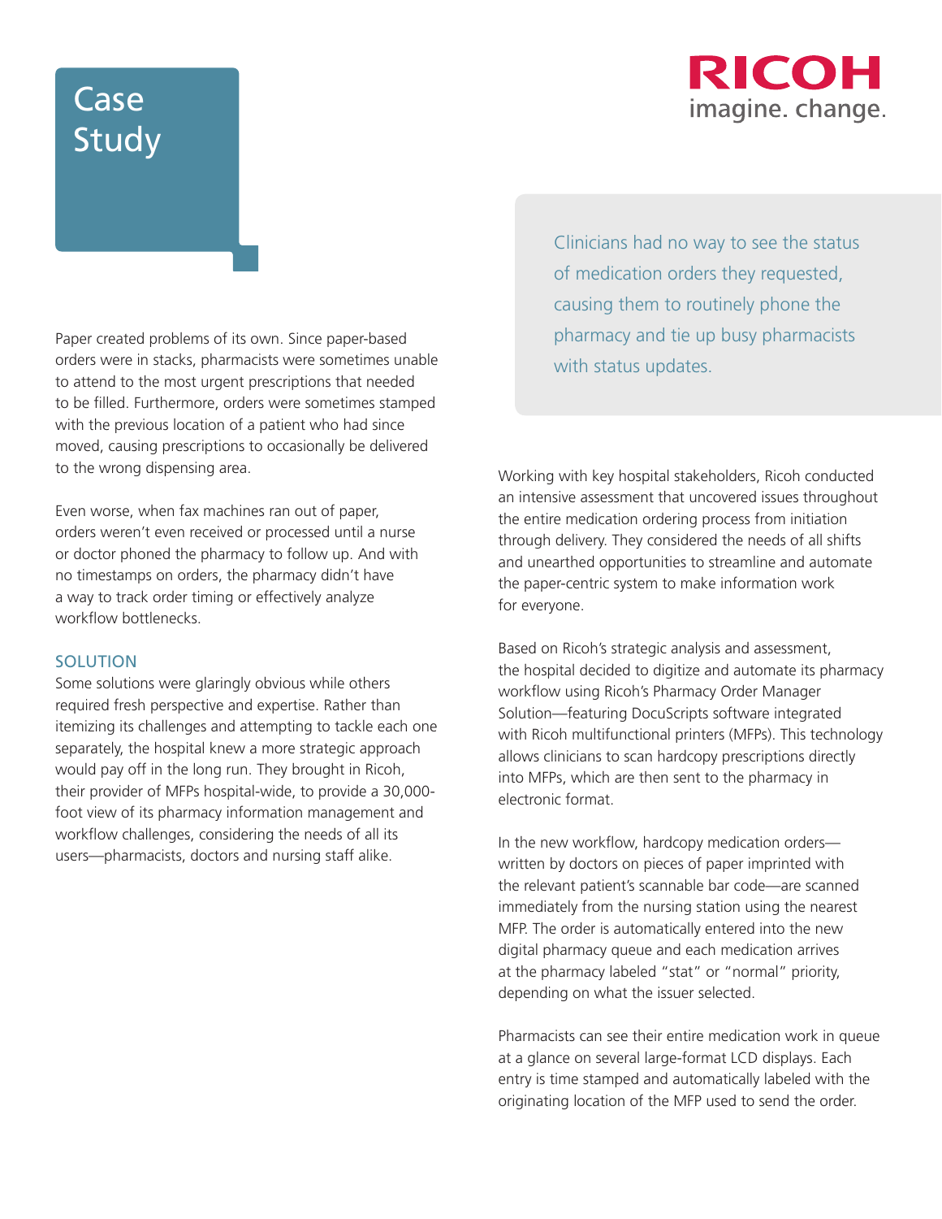# Case Study

Paper created problems of its own. Since paper-based orders were in stacks, pharmacists were sometimes unable to attend to the most urgent prescriptions that needed to be filled. Furthermore, orders were sometimes stamped with the previous location of a patient who had since moved, causing prescriptions to occasionally be delivered to the wrong dispensing area.

Even worse, when fax machines ran out of paper, orders weren't even received or processed until a nurse or doctor phoned the pharmacy to follow up. And with no timestamps on orders, the pharmacy didn't have a way to track order timing or effectively analyze workflow bottlenecks.

> Clinicians had no way to see the status of medication orders they requested, causing them to routinely phone the pharmacy and tie up busy pharmacists with status updates.

## SOLUTION

Some solutions were glaringly obvious while others required fresh perspective and expertise. Rather than itemizing its challenges and attempting to tackle each one separately, the hospital knew a more strategic approach would pay off in the long run. They brought in Ricoh, their provider of MFPs hospital-wide, to provide a 30,000-foot view of its pharmacy information management and workflow challenges, considering the needs of all its users—pharmacists, doctors and nursing staff alike.

Working with key hospital stakeholders, Ricoh conducted an intensive assessment that uncovered issues throughout the entire medication ordering process from initiation through delivery. They considered the needs of all shifts and unearthed opportunities to streamline and automate the paper-centric system to make information work for everyone.

Based on Ricoh's strategic analysis and assessment, the hospital decided to digitize and automate its pharmacy workflow using Ricoh's Pharmacy Order Manager Solution—featuring DocuScripts software integrated with Ricoh multifunctional printers (MFPs). This technology allows clinicians to scan hardcopy prescriptions directly into MFPs, which are then sent to the pharmacy in electronic format.

In the new workflow, hardcopy medication orders—written by doctors on pieces of paper imprinted with the relevant patient's scannable bar code—are scanned immediately from the nursing station using the nearest MFP. The order is automatically entered into the new digital pharmacy queue and each medication arrives at the pharmacy labeled "stat" or "normal" priority, depending on what the issuer selected.

Pharmacists can see their entire medication work in queue at a glance on several large-format LCD displays. Each entry is time stamped and automatically labeled with the originating location of the MFP used to send the order.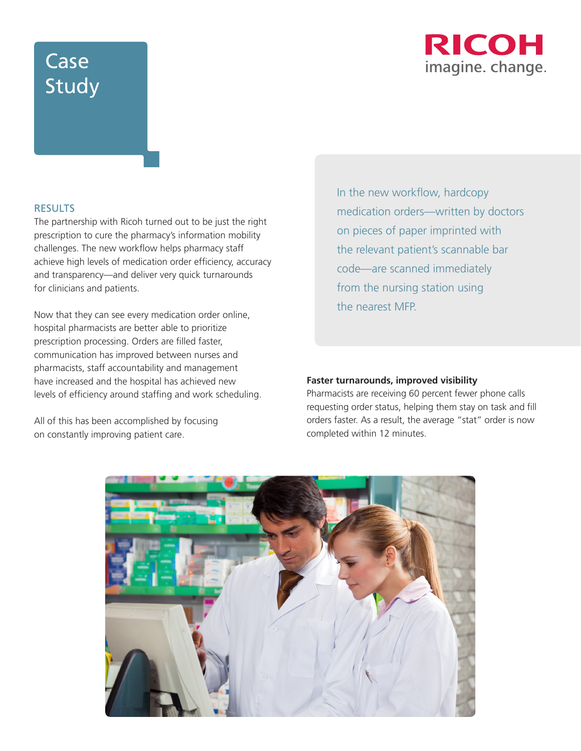Case Study

RICOH imagine. change.

## RESULTS

The partnership with Ricoh turned out to be just the right prescription to cure the pharmacy's information mobility challenges. The new workflow helps pharmacy staff achieve high levels of medication order efficiency, accuracy and transparency—and deliver very quick turnarounds for clinicians and patients.

Now that they can see every medication order online, hospital pharmacists are better able to prioritize prescription processing. Orders are filled faster, communication has improved between nurses and pharmacists, staff accountability and management have increased and the hospital has achieved new levels of efficiency around staffing and work scheduling.

All of this has been accomplished by focusing on constantly improving patient care.

> In the new workflow, hardcopy medication orders—written by doctors on pieces of paper imprinted with the relevant patient's scannable bar code—are scanned immediately from the nursing station using the nearest MFP.

**Faster turnarounds, improved visibility**

Pharmacists are receiving 60 percent fewer phone calls requesting order status, helping them stay on task and fill orders faster. As a result, the average "stat" order is now completed within 12 minutes.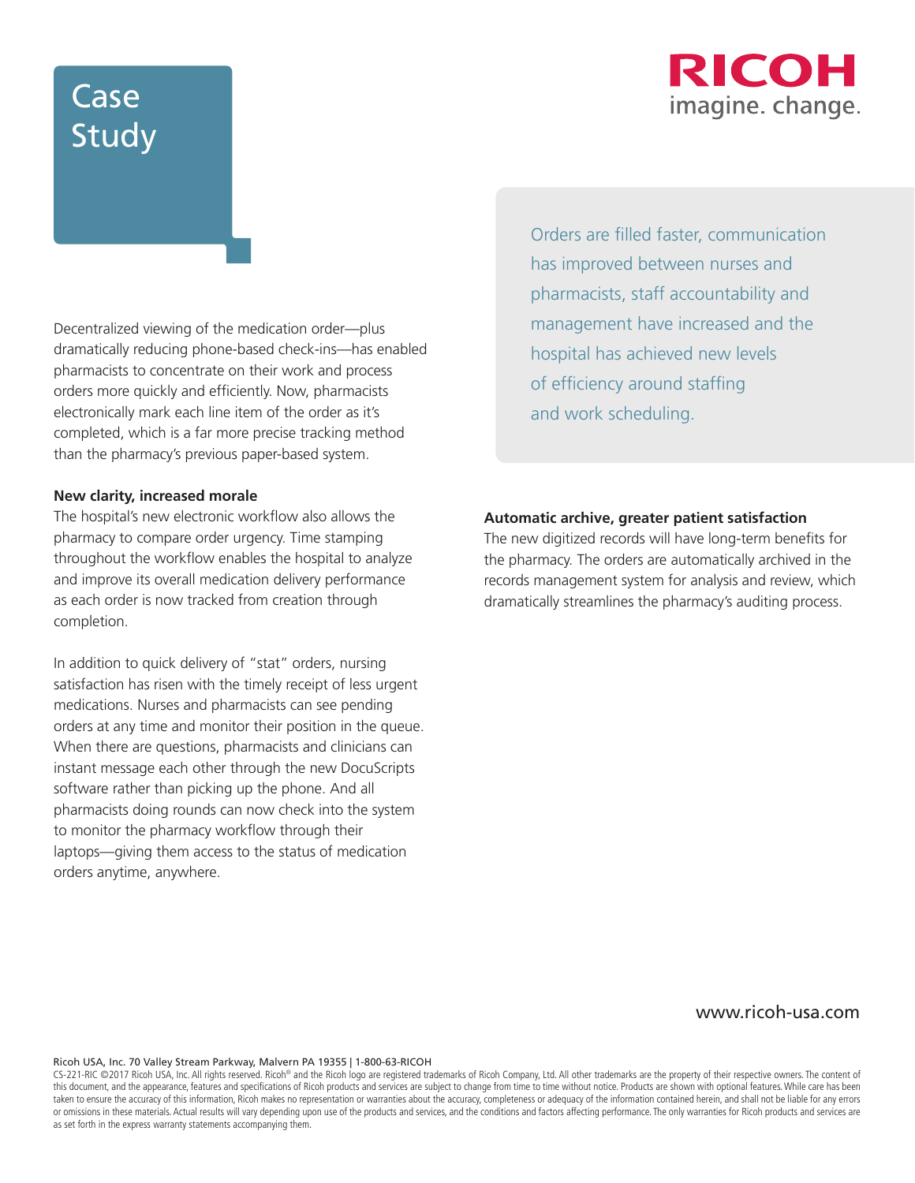Case Study

RICOH imagine. change.

Decentralized viewing of the medication order—plus dramatically reducing phone-based check-ins—has enabled pharmacists to concentrate on their work and process orders more quickly and efficiently. Now, pharmacists electronically mark each line item of the order as it's completed, which is a far more precise tracking method than the pharmacy's previous paper-based system.

**New clarity, increased morale**

The hospital's new electronic workflow also allows the pharmacy to compare order urgency. Time stamping throughout the workflow enables the hospital to analyze and improve its overall medication delivery performance as each order is now tracked from creation through completion.

In addition to quick delivery of "stat" orders, nursing satisfaction has risen with the timely receipt of less urgent medications. Nurses and pharmacists can see pending orders at any time and monitor their position in the queue. When there are questions, pharmacists and clinicians can instant message each other through the new DocuScripts software rather than picking up the phone. And all pharmacists doing rounds can now check into the system to monitor the pharmacy workflow through their laptops—giving them access to the status of medication orders anytime, anywhere.

> Orders are filled faster, communication has improved between nurses and pharmacists, staff accountability and management have increased and the hospital has achieved new levels of efficiency around staffing and work scheduling.

**Automatic archive, greater patient satisfaction**

The new digitized records will have long-term benefits for the pharmacy. The orders are automatically archived in the records management system for analysis and review, which dramatically streamlines the pharmacy's auditing process.

www.ricoh-usa.com

Ricoh USA, Inc. 70 Valley Stream Parkway, Malvern PA 19355 | 1-800-63-RICOH

CS-221-RIC ©2017 Ricoh USA, Inc. All rights reserved. Ricoh® and the Ricoh logo are registered trademarks of Ricoh Company, Ltd. All other trademarks are the property of their respective owners. The content of this document, and the appearance, features and specifications of Ricoh products and services are subject to change from time to time without notice. Products are shown with optional features. While care has been taken to ensure the accuracy of this information, Ricoh makes no representation or warranties about the accuracy, completeness or adequacy of the information contained herein, and shall not be liable for any errors or omissions in these materials. Actual results will vary depending upon use of the products and services, and the conditions and factors affecting performance. The only warranties for Ricoh products and services are as set forth in the express warranty statements accompanying them.